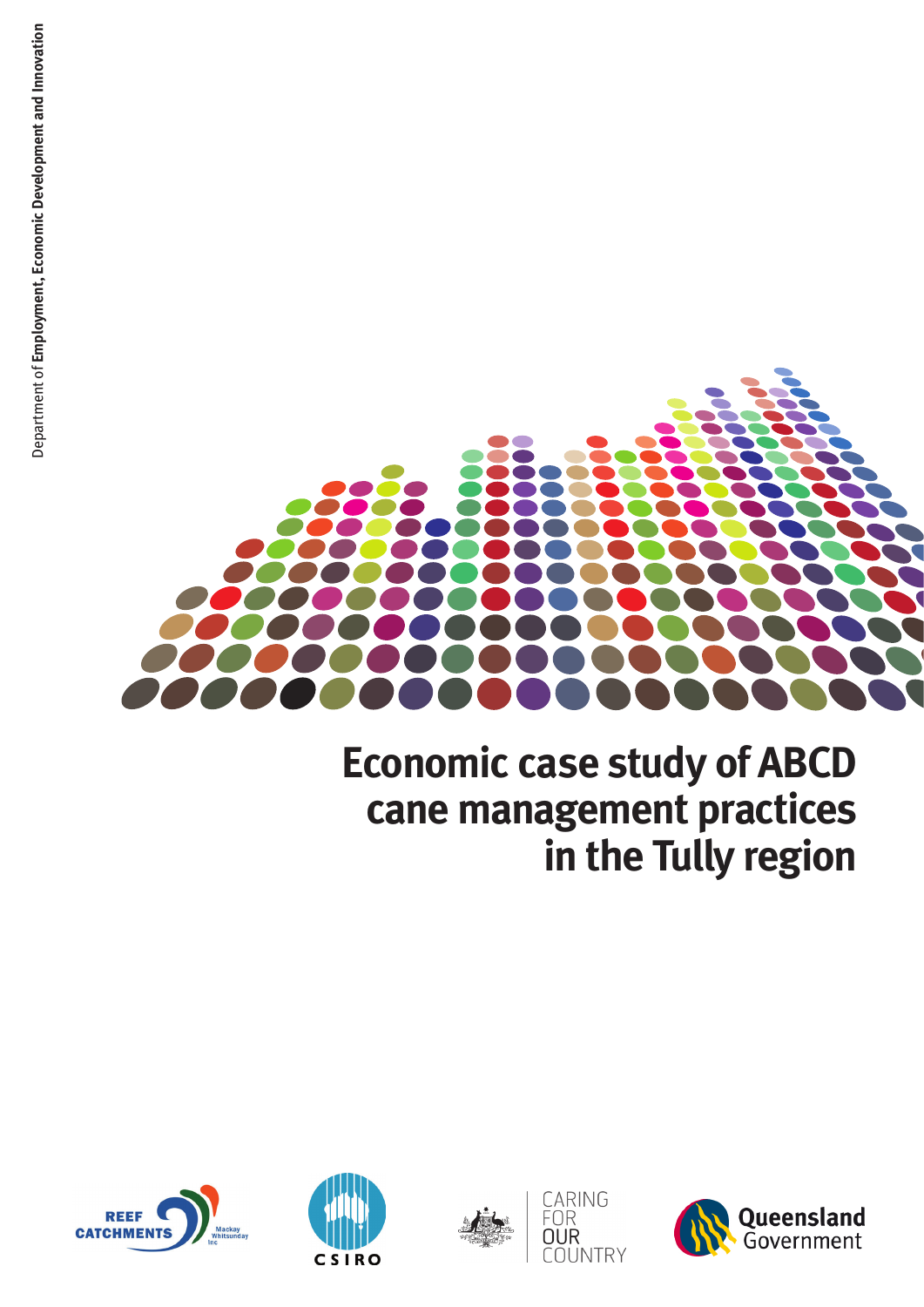Department of **Employment, Economic Development and Innovation**

# Economic case study of ABCD cane management practices in the Tully region

REEF CATCHMENTS Mackay Whitsunday Inc

CSIRO

CARING FOR OUR COUNTRY

Queensland Government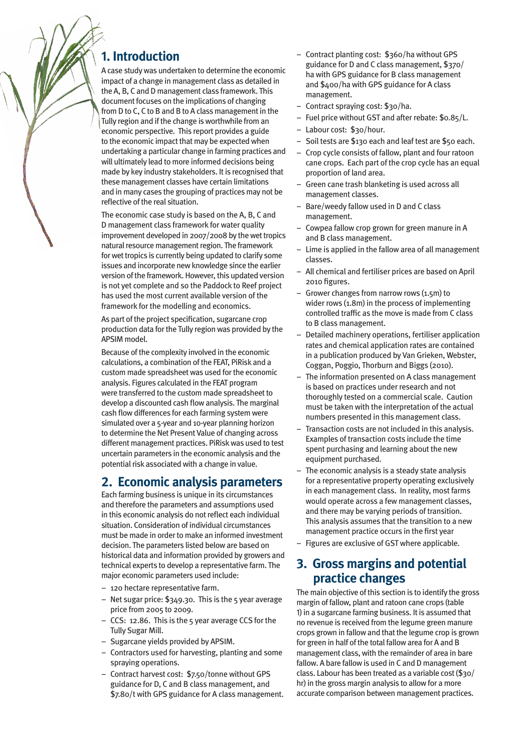## 1. Introduction

A case study was undertaken to determine the economic impact of a change in management class as detailed in the A, B, C and D management class framework. This document focuses on the implications of changing from D to C, C to B and B to A class management in the Tully region and if the change is worthwhile from an economic perspective. This report provides a guide to the economic impact that may be expected when undertaking a particular change in farming practices and will ultimately lead to more informed decisions being made by key industry stakeholders. It is recognised that these management classes have certain limitations and in many cases the grouping of practices may not be reflective of the real situation.

The economic case study is based on the A, B, C and D management class framework for water quality improvement developed in 2007/2008 by the wet tropics natural resource management region. The framework for wet tropics is currently being updated to clarify some issues and incorporate new knowledge since the earlier version of the framework. However, this updated version is not yet complete and so the Paddock to Reef project has used the most current available version of the framework for the modelling and economics.

As part of the project specification, sugarcane crop production data for the Tully region was provided by the APSIM model.

Because of the complexity involved in the economic calculations, a combination of the FEAT, PiRisk and a custom made spreadsheet was used for the economic analysis. Figures calculated in the FEAT program were transferred to the custom made spreadsheet to develop a discounted cash flow analysis. The marginal cash flow differences for each farming system were simulated over a 5-year and 10-year planning horizon to determine the Net Present Value of changing across different management practices. PiRisk was used to test uncertain parameters in the economic analysis and the potential risk associated with a change in value.

## 2. Economic analysis parameters

Each farming business is unique in its circumstances and therefore the parameters and assumptions used in this economic analysis do not reflect each individual situation. Consideration of individual circumstances must be made in order to make an informed investment decision. The parameters listed below are based on historical data and information provided by growers and technical experts to develop a representative farm. The major economic parameters used include:

- 120 hectare representative farm.
- Net sugar price: $349.30. This is the 5 year average price from 2005 to 2009.
- CCS: 12.86. This is the 5 year average CCS for the Tully Sugar Mill.
- Sugarcane yields provided by APSIM.
- Contractors used for harvesting, planting and some spraying operations.
- Contract harvest cost: $7.50/tonne without GPS guidance for D, C and B class management, and $7.80/t with GPS guidance for A class management.
- Contract planting cost: $360/ha without GPS guidance for D and C class management, $370/ha with GPS guidance for B class management and $400/ha with GPS guidance for A class management.
- Contract spraying cost: $30/ha.
- Fuel price without GST and after rebate: $0.85/L.
- Labour cost: $30/hour.
- Soil tests are $130 each and leaf test are $50 each.
- Crop cycle consists of fallow, plant and four ratoon cane crops. Each part of the crop cycle has an equal proportion of land area.
- Green cane trash blanketing is used across all management classes.
- Bare/weedy fallow used in D and C class management.
- Cowpea fallow crop grown for green manure in A and B class management.
- Lime is applied in the fallow area of all management classes.
- All chemical and fertiliser prices are based on April 2010 figures.
- Grower changes from narrow rows (1.5m) to wider rows (1.8m) in the process of implementing controlled traffic as the move is made from C class to B class management.
- Detailed machinery operations, fertiliser application rates and chemical application rates are contained in a publication produced by Van Grieken, Webster, Coggan, Poggio, Thorburn and Biggs (2010).
- The information presented on A class management is based on practices under research and not thoroughly tested on a commercial scale. Caution must be taken with the interpretation of the actual numbers presented in this management class.
- Transaction costs are not included in this analysis. Examples of transaction costs include the time spent purchasing and learning about the new equipment purchased.
- The economic analysis is a steady state analysis for a representative property operating exclusively in each management class. In reality, most farms would operate across a few management classes, and there may be varying periods of transition. This analysis assumes that the transition to a new management practice occurs in the first year
- Figures are exclusive of GST where applicable.

## 3. Gross margins and potential practice changes

The main objective of this section is to identify the gross margin of fallow, plant and ratoon cane crops (table 1) in a sugarcane farming business. It is assumed that no revenue is received from the legume green manure crops grown in fallow and that the legume crop is grown for green in half of the total fallow area for A and B management class, with the remainder of area in bare fallow. A bare fallow is used in C and D management class. Labour has been treated as a variable cost ($30/hr) in the gross margin analysis to allow for a more accurate comparison between management practices.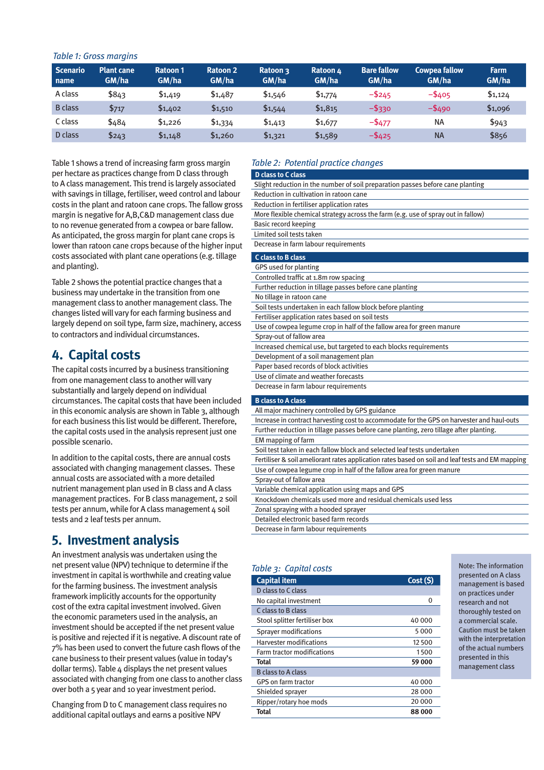*Table 1: Gross margins*

| Scenario name | Plant cane GM/ha | Ratoon 1 GM/ha | Ratoon 2 GM/ha | Ratoon 3 GM/ha | Ratoon 4 GM/ha | Bare fallow GM/ha | Cowpea fallow GM/ha | Farm GM/ha |
|---|---|---|---|---|---|---|---|---|
| A class | $843 | $1,419 | $1,487 | $1,546 | $1,774 | −$245 | −$405 | $1,124 |
| B class | $717 | $1,402 | $1,510 | $1,544 | $1,815 | −$330 | −$490 | $1,096 |
| C class | $484 | $1,226 | $1,334 | $1,413 | $1,677 | −$477 | NA | $943 |
| D class | $243 | $1,148 | $1,260 | $1,321 | $1,589 | −$425 | NA | $856 |

Table 1 shows a trend of increasing farm gross margin per hectare as practices change from D class through to A class management. This trend is largely associated with savings in tillage, fertiliser, weed control and labour costs in the plant and ratoon cane crops. The fallow gross margin is negative for A,B,C&D management class due to no revenue generated from a cowpea or bare fallow. As anticipated, the gross margin for plant cane crops is lower than ratoon cane crops because of the higher input costs associated with plant cane operations (e.g. tillage and planting).

Table 2 shows the potential practice changes that a business may undertake in the transition from one management class to another management class. The changes listed will vary for each farming business and largely depend on soil type, farm size, machinery, access to contractors and individual circumstances.

## 4. Capital costs

The capital costs incurred by a business transitioning from one management class to another will vary substantially and largely depend on individual circumstances. The capital costs that have been included in this economic analysis are shown in Table 3, although for each business this list would be different. Therefore, the capital costs used in the analysis represent just one possible scenario.

In addition to the capital costs, there are annual costs associated with changing management classes. These annual costs are associated with a more detailed nutrient management plan used in B class and A class management practices. For B class management, 2 soil tests per annum, while for A class management 4 soil tests and 2 leaf tests per annum.

## 5. Investment analysis

An investment analysis was undertaken using the net present value (NPV) technique to determine if the investment in capital is worthwhile and creating value for the farming business. The investment analysis framework implicitly accounts for the opportunity cost of the extra capital investment involved. Given the economic parameters used in the analysis, an investment should be accepted if the net present value is positive and rejected if it is negative. A discount rate of 7% has been used to convert the future cash flows of the cane business to their present values (value in today's dollar terms). Table 4 displays the net present values associated with changing from one class to another class over both a 5 year and 10 year investment period.

Changing from D to C management class requires no additional capital outlays and earns a positive NPV

*Table 2: Potential practice changes*

| D class to C class |
|---|
| Slight reduction in the number of soil preparation passes before cane planting |
| Reduction in cultivation in ratoon cane |
| Reduction in fertiliser application rates |
| More flexible chemical strategy across the farm (e.g. use of spray out in fallow) |
| Basic record keeping |
| Limited soil tests taken |
| Decrease in farm labour requirements |
| **C class to B class** |
| GPS used for planting |
| Controlled traffic at 1.8m row spacing |
| Further reduction in tillage passes before cane planting |
| No tillage in ratoon cane |
| Soil tests undertaken in each fallow block before planting |
| Fertiliser application rates based on soil tests |
| Use of cowpea legume crop in half of the fallow area for green manure |
| Spray-out of fallow area |
| Increased chemical use, but targeted to each blocks requirements |
| Development of a soil management plan |
| Paper based records of block activities |
| Use of climate and weather forecasts |
| Decrease in farm labour requirements |
| **B class to A class** |
| All major machinery controlled by GPS guidance |
| Increase in contract harvesting cost to accommodate for the GPS on harvester and haul-outs |
| Further reduction in tillage passes before cane planting, zero tillage after planting. |
| EM mapping of farm |
| Soil test taken in each fallow block and selected leaf tests undertaken |
| Fertiliser & soil ameliorant rates application rates based on soil and leaf tests and EM mapping |
| Use of cowpea legume crop in half of the fallow area for green manure |
| Spray-out of fallow area |
| Variable chemical application using maps and GPS |
| Knockdown chemicals used more and residual chemicals used less |
| Zonal spraying with a hooded sprayer |
| Detailed electronic based farm records |
| Decrease in farm labour requirements |

*Table 3: Capital costs*

| Capital item | Cost ($) |
|---|---|
| D class to C class | |
| No capital investment | 0 |
| C class to B class | |
| Stool splitter fertiliser box | 40 000 |
| Sprayer modifications | 5 000 |
| Harvester modifications | 12 500 |
| Farm tractor modifications | 1 500 |
| **Total** | **59 000** |
| B class to A class | |
| GPS on farm tractor | 40 000 |
| Shielded sprayer | 28 000 |
| Ripper/rotary hoe mods | 20 000 |
| **Total** | **88 000** |

Note: The information presented on A class management is based on practices under research and not thoroughly tested on a commercial scale. Caution must be taken with the interpretation of the actual numbers presented in this management class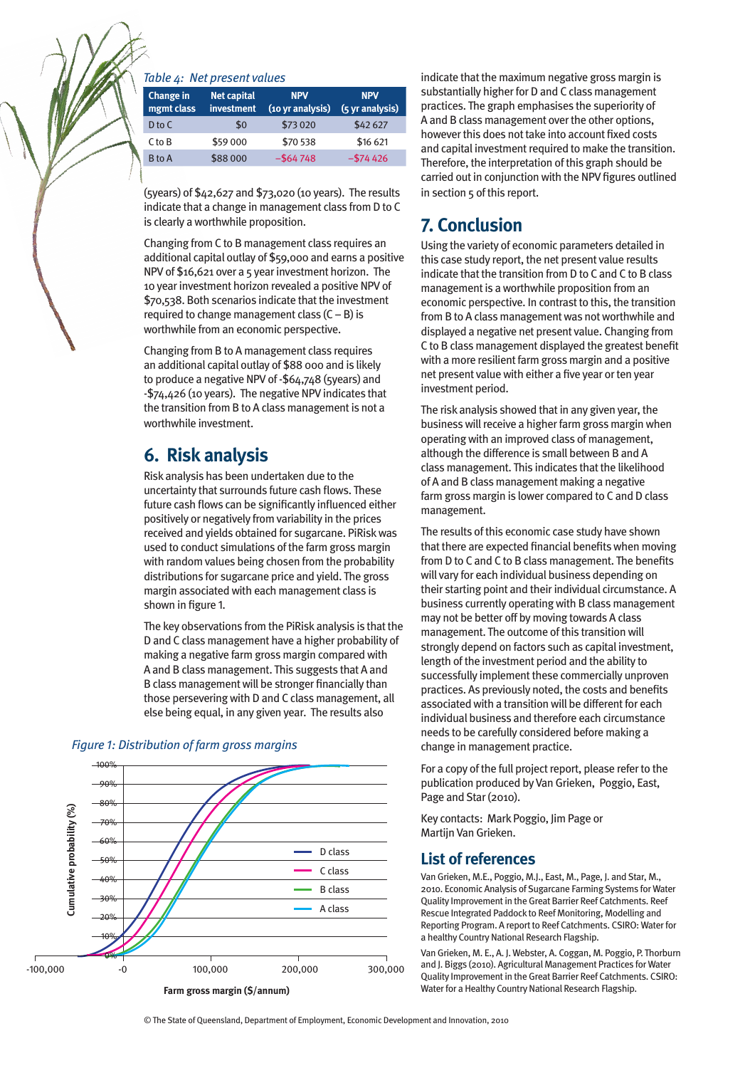*Table 4: Net present values*

| Change in mgmt class | Net capital investment | NPV (10 yr analysis) | NPV (5 yr analysis) |
|---|---|---|---|
| D to C | $0 | $73 020 | $42 627 |
| C to B | $59 000 | $70 538 | $16 621 |
| B to A | $88 000 | –$64 748 | –$74 426 |

(5years) of $42,627 and $73,020 (10 years). The results indicate that a change in management class from D to C is clearly a worthwhile proposition.

Changing from C to B management class requires an additional capital outlay of $59,000 and earns a positive NPV of $16,621 over a 5 year investment horizon. The 10 year investment horizon revealed a positive NPV of $70,538. Both scenarios indicate that the investment required to change management class (C – B) is worthwhile from an economic perspective.

Changing from B to A management class requires an additional capital outlay of $88 000 and is likely to produce a negative NPV of -$64,748 (5years) and -$74,426 (10 years). The negative NPV indicates that the transition from B to A class management is not a worthwhile investment.

## 6. Risk analysis

Risk analysis has been undertaken due to the uncertainty that surrounds future cash flows. These future cash flows can be significantly influenced either positively or negatively from variability in the prices received and yields obtained for sugarcane. PiRisk was used to conduct simulations of the farm gross margin with random values being chosen from the probability distributions for sugarcane price and yield. The gross margin associated with each management class is shown in figure 1.

The key observations from the PiRisk analysis is that the D and C class management have a higher probability of making a negative farm gross margin compared with A and B class management. This suggests that A and B class management will be stronger financially than those persevering with D and C class management, all else being equal, in any given year. The results also indicate that the maximum negative gross margin is substantially higher for D and C class management practices. The graph emphasises the superiority of A and B class management over the other options, however this does not take into account fixed costs and capital investment required to make the transition. Therefore, the interpretation of this graph should be carried out in conjunction with the NPV figures outlined in section 5 of this report.

*Figure 1: Distribution of farm gross margins*

Cumulative probability (%)
100%
90%
80%
70%
60%
50%
40%
30%
20%
10%
0%

-100,000
-0
100,000
200,000
300,000

Farm gross margin ($/annum)

D class
C class
B class
A class

## 7. Conclusion

Using the variety of economic parameters detailed in this case study report, the net present value results indicate that the transition from D to C and C to B class management is a worthwhile proposition from an economic perspective. In contrast to this, the transition from B to A class management was not worthwhile and displayed a negative net present value. Changing from C to B class management displayed the greatest benefit with a more resilient farm gross margin and a positive net present value with either a five year or ten year investment period.

The risk analysis showed that in any given year, the business will receive a higher farm gross margin when operating with an improved class of management, although the difference is small between B and A class management. This indicates that the likelihood of A and B class management making a negative farm gross margin is lower compared to C and D class management.

The results of this economic case study have shown that there are expected financial benefits when moving from D to C and C to B class management. The benefits will vary for each individual business depending on their starting point and their individual circumstance. A business currently operating with B class management may not be better off by moving towards A class management. The outcome of this transition will strongly depend on factors such as capital investment, length of the investment period and the ability to successfully implement these commercially unproven practices. As previously noted, the costs and benefits associated with a transition will be different for each individual business and therefore each circumstance needs to be carefully considered before making a change in management practice.

For a copy of the full project report, please refer to the publication produced by Van Grieken, Poggio, East, Page and Star (2010).

Key contacts: Mark Poggio, Jim Page or Martijn Van Grieken.

## List of references

Van Grieken, M.E., Poggio, M.J., East, M., Page, J. and Star, M., 2010. Economic Analysis of Sugarcane Farming Systems for Water Quality Improvement in the Great Barrier Reef Catchments. Reef Rescue Integrated Paddock to Reef Monitoring, Modelling and Reporting Program. A report to Reef Catchments. CSIRO: Water for a healthy Country National Research Flagship.

Van Grieken, M. E., A. J. Webster, A. Coggan, M. Poggio, P. Thorburn and J. Biggs (2010). Agricultural Management Practices for Water Quality Improvement in the Great Barrier Reef Catchments. CSIRO: Water for a Healthy Country National Research Flagship.

© The State of Queensland, Department of Employment, Economic Development and Innovation, 2010